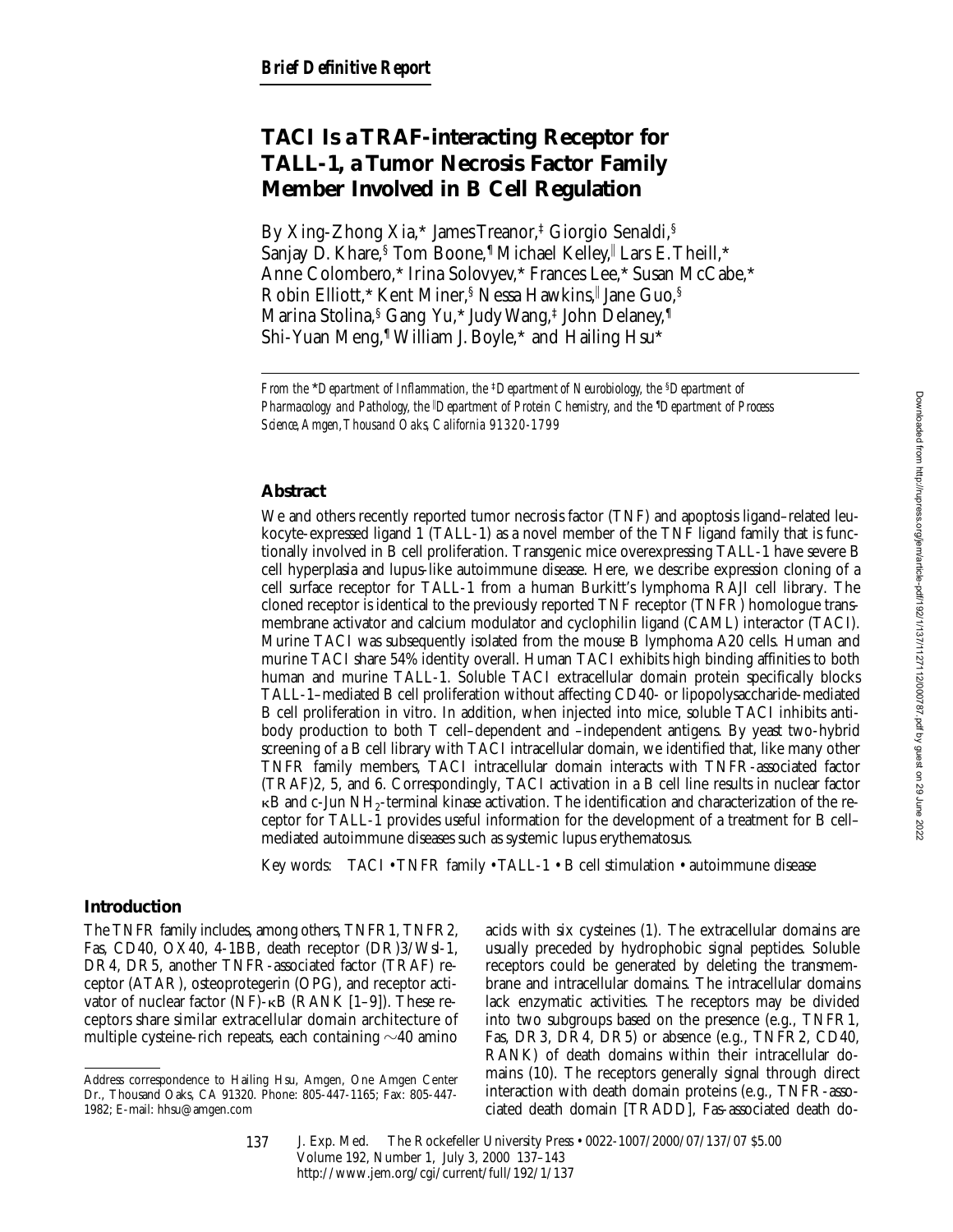*Brief Definitive Report*

# TACI Is a TRAF-interacting Receptor for TALL-1, a Tumor Necrosis Factor Family Member Involved in B Cell Regulation

By Xing-Zhong Xia,* James Treanor,‡ Giorgio Senaldi,§ Sanjay D. Khare,§ Tom Boone,¶ Michael Kelley,‖ Lars E. Theill,* Anne Colombero,* Irina Solovyev,* Frances Lee,* Susan McCabe,* Robin Elliott,* Kent Miner,§ Nessa Hawkins,‖ Jane Guo,§ Marina Stolina,§ Gang Yu,* Judy Wang,‡ John Delaney,¶ Shi-Yuan Meng,¶ William J. Boyle,* and Hailing Hsu*

*From the \*Department of Inflammation, the ‡Department of Neurobiology, the §Department of Pharmacology and Pathology, the ‖Department of Protein Chemistry, and the ¶Department of Process Science, Amgen, Thousand Oaks, California 91320-1799*

## Abstract

We and others recently reported tumor necrosis factor (TNF) and apoptosis ligand–related leukocyte-expressed ligand 1 (TALL-1) as a novel member of the TNF ligand family that is functionally involved in B cell proliferation. Transgenic mice overexpressing TALL-1 have severe B cell hyperplasia and lupus-like autoimmune disease. Here, we describe expression cloning of a cell surface receptor for TALL-1 from a human Burkitt's lymphoma RAJI cell library. The cloned receptor is identical to the previously reported TNF receptor (TNFR) homologue transmembrane activator and calcium modulator and cyclophilin ligand (CAML) interactor (TACI). Murine TACI was subsequently isolated from the mouse B lymphoma A20 cells. Human and murine TACI share 54% identity overall. Human TACI exhibits high binding affinities to both human and murine TALL-1. Soluble TACI extracellular domain protein specifically blocks TALL-1–mediated B cell proliferation without affecting CD40- or lipopolysaccharide-mediated B cell proliferation in vitro. In addition, when injected into mice, soluble TACI inhibits antibody production to both T cell–dependent and –independent antigens. By yeast two-hybrid screening of a B cell library with TACI intracellular domain, we identified that, like many other TNFR family members, TACI intracellular domain interacts with TNFR-associated factor (TRAF)2, 5, and 6. Correspondingly, TACI activation in a B cell line results in nuclear factor κB and c-Jun $NH_2$-terminal kinase activation. The identification and characterization of the receptor for TALL-1 provides useful information for the development of a treatment for B cell–mediated autoimmune diseases such as systemic lupus erythematosus.

Key words: TACI • TNFR family • TALL-1 • B cell stimulation • autoimmune disease

## Introduction

The TNFR family includes, among others, TNFR1, TNFR2, Fas, CD40, OX40, 4-1BB, death receptor (DR)3/Wsl-1, DR4, DR5, another TNFR-associated factor (TRAF) receptor (ATAR), osteoprotegerin (OPG), and receptor activator of nuclear factor (NF)-κB (RANK [1–9]). These receptors share similar extracellular domain architecture of multiple cysteine-rich repeats, each containing ~40 amino acids with six cysteines (1). The extracellular domains are usually preceded by hydrophobic signal peptides. Soluble receptors could be generated by deleting the transmembrane and intracellular domains. The intracellular domains lack enzymatic activities. The receptors may be divided into two subgroups based on the presence (e.g., TNFR1, Fas, DR3, DR4, DR5) or absence (e.g., TNFR2, CD40, RANK) of death domains within their intracellular domains (10). The receptors generally signal through direct interaction with death domain proteins (e.g., TNFR-associated death domain [TRADD], Fas-associated death do-

Address correspondence to Hailing Hsu, Amgen, One Amgen Center Dr., Thousand Oaks, CA 91320. Phone: 805-447-1165; Fax: 805-447-1982; E-mail: hhsu@amgen.com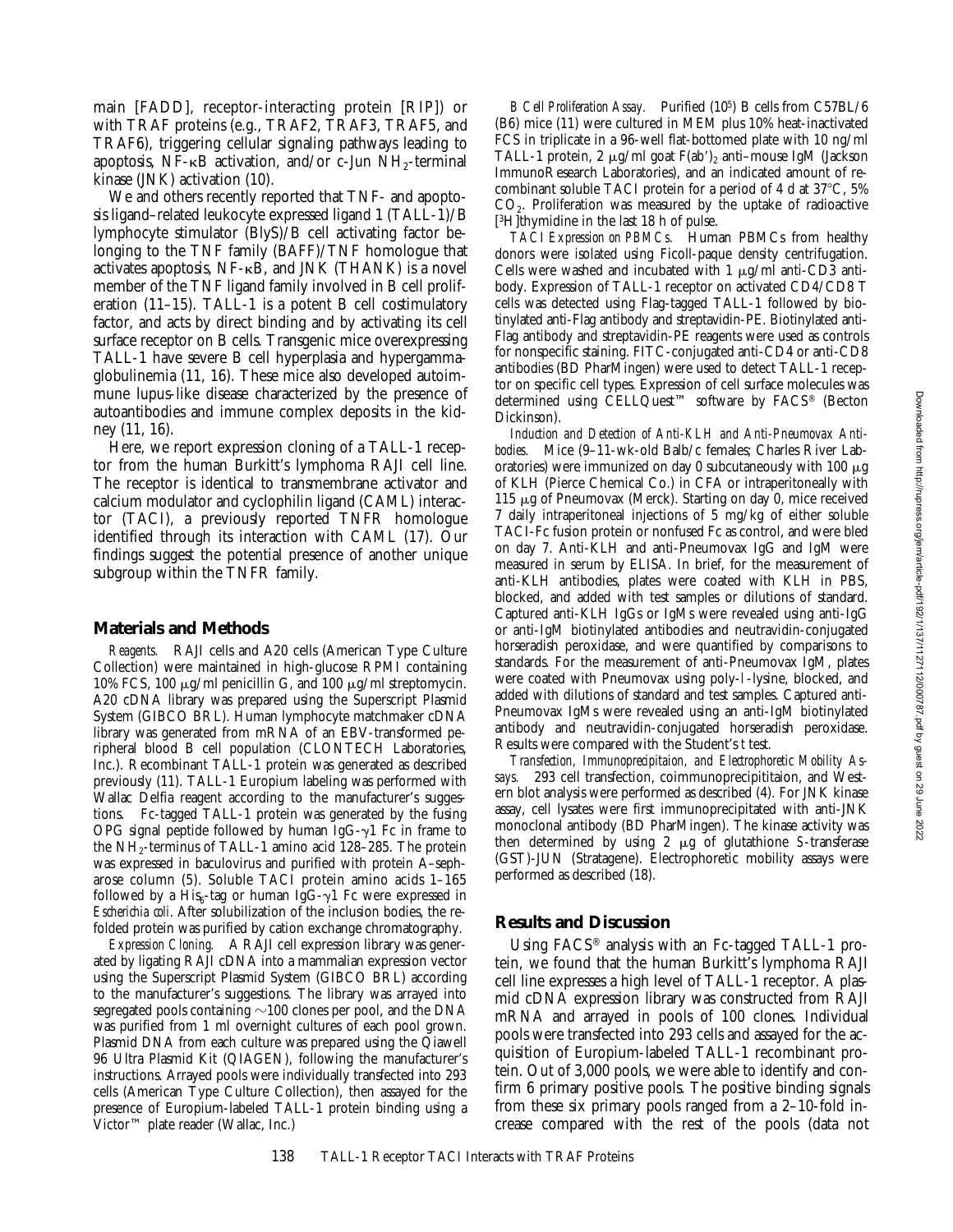main [FADD], receptor-interacting protein [RIP]) or with TRAF proteins (e.g., TRAF2, TRAF3, TRAF5, and TRAF6), triggering cellular signaling pathways leading to apoptosis, NF-κB activation, and/or c-Jun $NH_2$-terminal kinase (JNK) activation (10).

We and others recently reported that TNF- and apoptosis ligand–related leukocyte expressed ligand 1 (TALL-1)/B lymphocyte stimulator (BlyS)/B cell activating factor belonging to the TNF family (BAFF)/TNF homologue that activates apoptosis, NF-κB, and JNK (THANK) is a novel member of the TNF ligand family involved in B cell proliferation (11–15). TALL-1 is a potent B cell costimulatory factor, and acts by direct binding and by activating its cell surface receptor on B cells. Transgenic mice overexpressing TALL-1 have severe B cell hyperplasia and hypergammaglobulinemia (11, 16). These mice also developed autoimmune lupus-like disease characterized by the presence of autoantibodies and immune complex deposits in the kidney (11, 16).

Here, we report expression cloning of a TALL-1 receptor from the human Burkitt's lymphoma RAJI cell line. The receptor is identical to transmembrane activator and calcium modulator and cyclophilin ligand (CAML) interactor (TACI), a previously reported TNFR homologue identified through its interaction with CAML (17). Our findings suggest the potential presence of another unique subgroup within the TNFR family.

## Materials and Methods

*Reagents.* RAJI cells and A20 cells (American Type Culture Collection) were maintained in high-glucose RPMI containing 10% FCS, 100 μg/ml penicillin G, and 100 μg/ml streptomycin. A20 cDNA library was prepared using the Superscript Plasmid System (GIBCO BRL). Human lymphocyte matchmaker cDNA library was generated from mRNA of an EBV-transformed peripheral blood B cell population (CLONTECH Laboratories, Inc.). Recombinant TALL-1 protein was generated as described previously (11). TALL-1 Europium labeling was performed with Wallac Delfia reagent according to the manufacturer's suggestions. Fc-tagged TALL-1 protein was generated by the fusing OPG signal peptide followed by human IgG-γ1 Fc in frame to the $NH_2$-terminus of TALL-1 amino acid 128–285. The protein was expressed in baculovirus and purified with protein A–sepharose column (5). Soluble TACI protein amino acids 1–165 followed by a $His_6$-tag or human IgG-γ1 Fc were expressed in *Escherichia coli*. After solubilization of the inclusion bodies, the refolded protein was purified by cation exchange chromatography.

*Expression Cloning.* A RAJI cell expression library was generated by ligating RAJI cDNA into a mammalian expression vector using the Superscript Plasmid System (GIBCO BRL) according to the manufacturer's suggestions. The library was arrayed into segregated pools containing ~100 clones per pool, and the DNA was purified from 1 ml overnight cultures of each pool grown. Plasmid DNA from each culture was prepared using the Qiawell 96 Ultra Plasmid Kit (QIAGEN), following the manufacturer's instructions. Arrayed pools were individually transfected into 293 cells (American Type Culture Collection), then assayed for the presence of Europium-labeled TALL-1 protein binding using a Victor™ plate reader (Wallac, Inc.)

*B Cell Proliferation Assay.* Purified ($10^5$) B cells from C57BL/6 (B6) mice (11) were cultured in MEM plus 10% heat-inactivated FCS in triplicate in a 96-well flat-bottomed plate with 10 ng/ml TALL-1 protein, 2 μg/ml goat $F(ab')_2$ anti–mouse IgM (Jackson ImmunoResearch Laboratories), and an indicated amount of recombinant soluble TACI protein for a period of 4 d at 37°C, 5% $CO_2$. Proliferation was measured by the uptake of radioactive [$^3$H]thymidine in the last 18 h of pulse.

*TACI Expression on PBMCs.* Human PBMCs from healthy donors were isolated using Ficoll-paque density centrifugation. Cells were washed and incubated with 1 μg/ml anti-CD3 antibody. Expression of TALL-1 receptor on activated CD4/CD8 T cells was detected using Flag-tagged TALL-1 followed by biotinylated anti-Flag antibody and streptavidin-PE. Biotinylated anti-Flag antibody and streptavidin-PE reagents were used as controls for nonspecific staining. FITC-conjugated anti-CD4 or anti-CD8 antibodies (BD PharMingen) were used to detect TALL-1 receptor on specific cell types. Expression of cell surface molecules was determined using CELLQuest™ software by FACS® (Becton Dickinson).

*Induction and Detection of Anti-KLH and Anti-Pneumovax Antibodies.* Mice (9–11-wk-old Balb/c females; Charles River Laboratories) were immunized on day 0 subcutaneously with 100 μg of KLH (Pierce Chemical Co.) in CFA or intraperitoneally with 115 μg of Pneumovax (Merck). Starting on day 0, mice received 7 daily intraperitoneal injections of 5 mg/kg of either soluble TACI-Fc fusion protein or nonfused Fc as control, and were bled on day 7. Anti-KLH and anti-Pneumovax IgG and IgM were measured in serum by ELISA. In brief, for the measurement of anti-KLH antibodies, plates were coated with KLH in PBS, blocked, and added with test samples or dilutions of standard. Captured anti-KLH IgGs or IgMs were revealed using anti-IgG or anti-IgM biotinylated antibodies and neutravidin-conjugated horseradish peroxidase, and were quantified by comparisons to standards. For the measurement of anti-Pneumovax IgM, plates were coated with Pneumovax using poly-*l*-lysine, blocked, and added with dilutions of standard and test samples. Captured anti-Pneumovax IgMs were revealed using an anti-IgM biotinylated antibody and neutravidin-conjugated horseradish peroxidase. Results were compared with the Student's *t* test.

*Transfection, Immunoprecipitaion, and Electrophoretic Mobility Assays.* 293 cell transfection, coimmunoprecipititaion, and Western blot analysis were performed as described (4). For JNK kinase assay, cell lysates were first immunoprecipitated with anti-JNK monoclonal antibody (BD PharMingen). The kinase activity was then determined by using 2 μg of glutathione *S*-transferase (GST)-JUN (Stratagene). Electrophoretic mobility assays were performed as described (18).

## Results and Discussion

Using FACS® analysis with an Fc-tagged TALL-1 protein, we found that the human Burkitt's lymphoma RAJI cell line expresses a high level of TALL-1 receptor. A plasmid cDNA expression library was constructed from RAJI mRNA and arrayed in pools of 100 clones. Individual pools were transfected into 293 cells and assayed for the acquisition of Europium-labeled TALL-1 recombinant protein. Out of 3,000 pools, we were able to identify and confirm 6 primary positive pools. The positive binding signals from these six primary pools ranged from a 2–10-fold increase compared with the rest of the pools (data not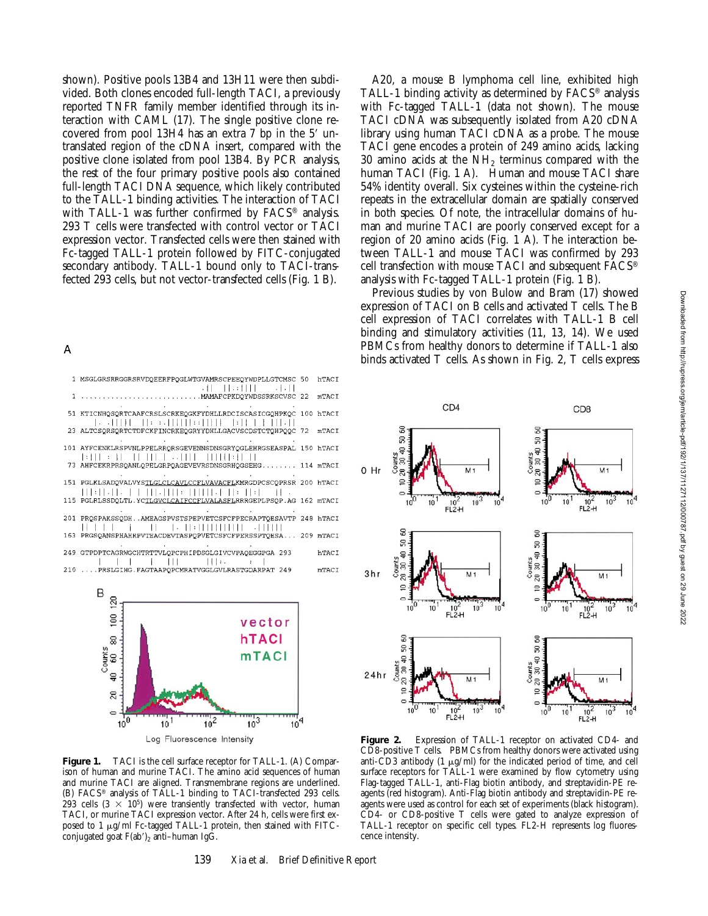shown). Positive pools 13B4 and 13H11 were then subdivided. Both clones encoded full-length TACI, a previously reported TNFR family member identified through its interaction with CAML (17). The single positive clone recovered from pool 13H4 has an extra 7 bp in the 5′ untranslated region of the cDNA insert, compared with the positive clone isolated from pool 13B4. By PCR analysis, the rest of the four primary positive pools also contained full-length TACI DNA sequence, which likely contributed to the TALL-1 binding activities. The interaction of TACI with TALL-1 was further confirmed by FACS® analysis. 293 T cells were transfected with control vector or TACI expression vector. Transfected cells were then stained with Fc-tagged TALL-1 protein followed by FITC-conjugated secondary antibody. TALL-1 bound only to TACI-transfected 293 cells, but not vector-transfected cells (Fig. 1 B).

A20, a mouse B lymphoma cell line, exhibited high TALL-1 binding activity as determined by FACS® analysis with Fc-tagged TALL-1 (data not shown). The mouse TACI cDNA was subsequently isolated from A20 cDNA library using human TACI cDNA as a probe. The mouse TACI gene encodes a protein of 249 amino acids, lacking 30 amino acids at the $NH_2$ terminus compared with the human TACI (Fig. 1 A). Human and mouse TACI share 54% identity overall. Six cysteines within the cysteine-rich repeats in the extracellular domain are spatially conserved in both species. Of note, the intracellular domains of human and murine TACI are poorly conserved except for a region of 20 amino acids (Fig. 1 A). The interaction between TALL-1 and mouse TACI was confirmed by 293 cell transfection with mouse TACI and subsequent FACS® analysis with Fc-tagged TALL-1 protein (Fig. 1 B).

Previous studies by von Bulow and Bram (17) showed expression of TACI on B cells and activated T cells. The B cell expression of TACI correlates with TALL-1 B cell binding and stimulatory activities (11, 13, 14). We used PBMCs from healthy donors to determine if TALL-1 also binds activated T cells. As shown in Fig. 2, T cells express

A

```
1   MSGLGRSRRGGRSRVDQEERFPQGLWTGVAMRSCPEEQYWDPLLGTCMSC 50  hTACI
1   ...........................MAMAFCPKDQYWDSSRKSCVSC 22  mTACI

51  KTICNHQSQRTCAAFCRSLSCRKEQGKFYDHLLRDCISCASICGQHPKQC 100 hTACI
23  ALTCSQRSQRTCTDFCKFINCRKEQGRYYDHLLGACVSCDSTCTQHPQQC 72  mTACI

101 AYFCENKLRSPVNLPPELRRQRSGEVENNSDNSGRYQGLEHRGSEASPAL 150 hTACI
73  AHFCEKRPRSQANLQPELGRPQAGEVEVRSDNSGRHQGSEHG........ 114 mTACI

151 PGLKLSADQVALVYSTLGLCLCAVLCCFLVAVACFLKMRGDPCSCQPRSR 200 hTACI
115 PGLRLSSDQLTL.YCTLGVCLCAIFCCFLVALASFLRRRGEPLPSQP.AG 162 mTACI

201 PRQSPAKSSQDH..AMEAGSPVSTSPEPVETCSFCFPECRAPTQESAVTP 248 hTACI
163 PRGSQANSPHAHRPVTEACDEVTASPQPVETCSFCFPERSSPTQESA... 209 mTACI

249 GTPDPTCAGRWGCHTRTTVLQPCPHIPDSGLGIVCVPAQEGGPGA 293     hTACI
210 ....PRSLGIHG.FAGTAAPQPCMRATVGGLGVLRASTGDARPAT 249     mTACI
```

**Figure 1.** TACI is the cell surface receptor for TALL-1. (A) Comparison of human and murine TACI. The amino acid sequences of human and murine TACI are aligned. Transmembrane regions are underlined. (B) FACS® analysis of TALL-1 binding to TACI-transfected 293 cells. 293 cells ($3 \times 10^5$) were transiently transfected with vector, human TACI, or murine TACI expression vector. After 24 h, cells were first exposed to 1 μg/ml Fc-tagged TALL-1 protein, then stained with FITC-conjugated goat $F(ab')_2$ anti–human IgG.

**Figure 2.** Expression of TALL-1 receptor on activated CD4- and CD8-positive T cells. PBMCs from healthy donors were activated using anti-CD3 antibody (1 μg/ml) for the indicated period of time, and cell surface receptors for TALL-1 were examined by flow cytometry using Flag-tagged TALL-1, anti-Flag biotin antibody, and streptavidin-PE reagents (red histogram). Anti-Flag biotin antibody and streptavidin-PE reagents were used as control for each set of experiments (black histogram). CD4- or CD8-positive T cells were gated to analyze expression of TALL-1 receptor on specific cell types. FL2-H represents log fluorescence intensity.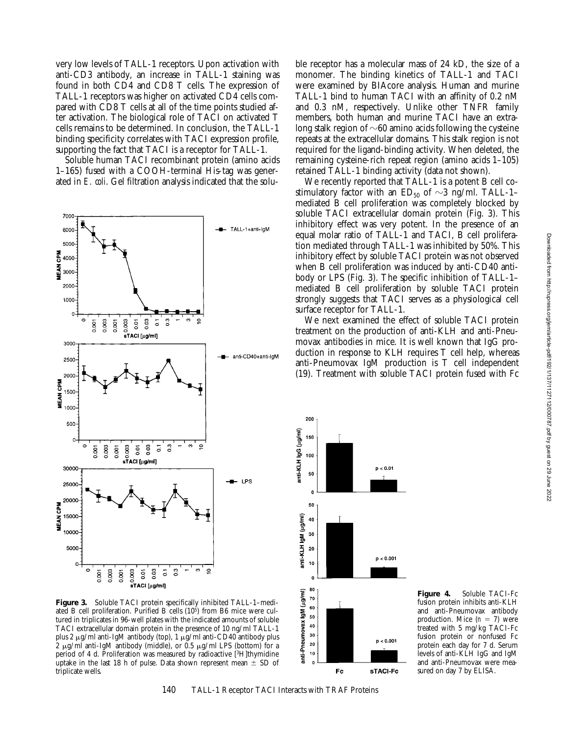very low levels of TALL-1 receptors. Upon activation with anti-CD3 antibody, an increase in TALL-1 staining was found in both CD4 and CD8 T cells. The expression of TALL-1 receptors was higher on activated CD4 cells compared with CD8 T cells at all of the time points studied after activation. The biological role of TACI on activated T cells remains to be determined. In conclusion, the TALL-1 binding specificity correlates with TACI expression profile, supporting the fact that TACI is a receptor for TALL-1.

Soluble human TACI recombinant protein (amino acids 1–165) fused with a COOH-terminal His-tag was generated in *E. coli*. Gel filtration analysis indicated that the soluble receptor has a molecular mass of 24 kD, the size of a monomer. The binding kinetics of TALL-1 and TACI were examined by BIAcore analysis. Human and murine TALL-1 bind to human TACI with an affinity of 0.2 nM and 0.3 nM, respectively. Unlike other TNFR family members, both human and murine TACI have an extra-long stalk region of ~60 amino acids following the cysteine repeats at the extracellular domains. This stalk region is not required for the ligand-binding activity. When deleted, the remaining cysteine-rich repeat region (amino acids 1–105) retained TALL-1 binding activity (data not shown).

We recently reported that TALL-1 is a potent B cell costimulatory factor with an $ED_{50}$ of ~3 ng/ml. TALL-1–mediated B cell proliferation was completely blocked by soluble TACI extracellular domain protein (Fig. 3). This inhibitory effect was very potent. In the presence of an equal molar ratio of TALL-1 and TACI, B cell proliferation mediated through TALL-1 was inhibited by 50%. This inhibitory effect by soluble TACI protein was not observed when B cell proliferation was induced by anti-CD40 antibody or LPS (Fig. 3). The specific inhibition of TALL-1–mediated B cell proliferation by soluble TACI protein strongly suggests that TACI serves as a physiological cell surface receptor for TALL-1.

We next examined the effect of soluble TACI protein treatment on the production of anti-KLH and anti-Pneumovax antibodies in mice. It is well known that IgG production in response to KLH requires T cell help, whereas anti-Pneumovax IgM production is T cell independent (19). Treatment with soluble TACI protein fused with Fc

**Figure 3.** Soluble TACI protein specifically inhibited TALL-1–mediated B cell proliferation. Purified B cells ($10^5$) from B6 mice were cultured in triplicates in 96-well plates with the indicated amounts of soluble TACI extracellular domain protein in the presence of 10 ng/ml TALL-1 plus 2 μg/ml anti-IgM antibody (top), 1 μg/ml anti-CD40 antibody plus 2 μg/ml anti-IgM antibody (middle), or 0.5 μg/ml LPS (bottom) for a period of 4 d. Proliferation was measured by radioactive [$^3$H]thymidine uptake in the last 18 h of pulse. Data shown represent mean ± SD of triplicate wells.

**Figure 4.** Soluble TACI-Fc fusion protein inhibits anti-KLH and anti-Pneumovax antibody production. Mice ($n = 7$) were treated with 5 mg/kg TACI-Fc fusion protein or nonfused Fc protein each day for 7 d. Serum levels of anti-KLH IgG and IgM and anti-Pneumovax were measured on day 7 by ELISA.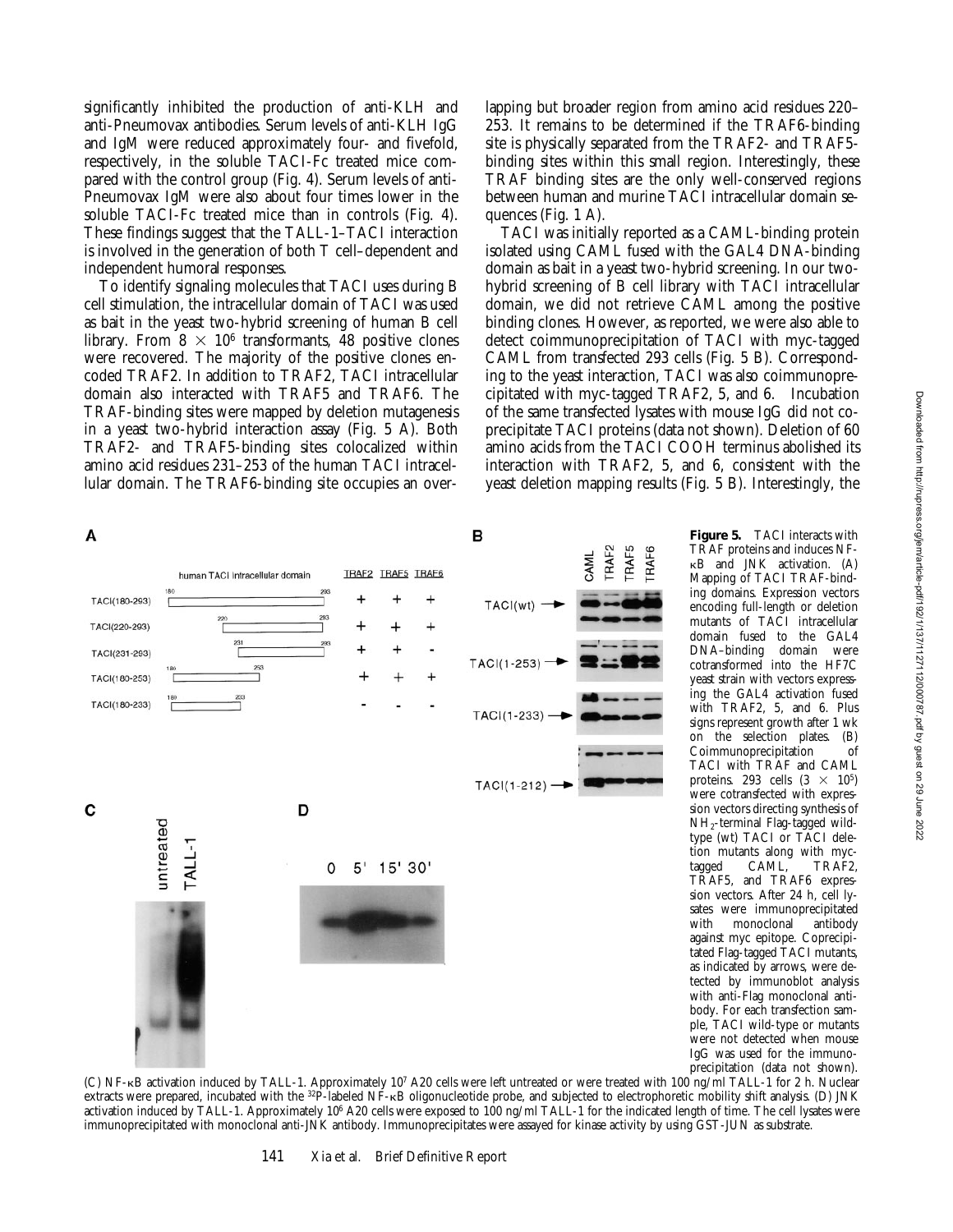significantly inhibited the production of anti-KLH and anti-Pneumovax antibodies. Serum levels of anti-KLH IgG and IgM were reduced approximately four- and fivefold, respectively, in the soluble TACI-Fc treated mice compared with the control group (Fig. 4). Serum levels of anti-Pneumovax IgM were also about four times lower in the soluble TACI-Fc treated mice than in controls (Fig. 4). These findings suggest that the TALL-1–TACI interaction is involved in the generation of both T cell–dependent and independent humoral responses.

To identify signaling molecules that TACI uses during B cell stimulation, the intracellular domain of TACI was used as bait in the yeast two-hybrid screening of human B cell library. From $8 \times 10^6$ transformants, 48 positive clones were recovered. The majority of the positive clones encoded TRAF2. In addition to TRAF2, TACI intracellular domain also interacted with TRAF5 and TRAF6. The TRAF-binding sites were mapped by deletion mutagenesis in a yeast two-hybrid interaction assay (Fig. 5 A). Both TRAF2- and TRAF5-binding sites colocalized within amino acid residues 231–253 of the human TACI intracellular domain. The TRAF6-binding site occupies an overlapping but broader region from amino acid residues 220–253. It remains to be determined if the TRAF6-binding site is physically separated from the TRAF2- and TRAF5-binding sites within this small region. Interestingly, these TRAF binding sites are the only well-conserved regions between human and murine TACI intracellular domain sequences (Fig. 1 A).

TACI was initially reported as a CAML-binding protein isolated using CAML fused with the GAL4 DNA-binding domain as bait in a yeast two-hybrid screening. In our two-hybrid screening of B cell library with TACI intracellular domain, we did not retrieve CAML among the positive binding clones. However, as reported, we were also able to detect coimmunoprecipitation of TACI with myc-tagged CAML from transfected 293 cells (Fig. 5 B). Corresponding to the yeast interaction, TACI was also coimmunoprecipitated with myc-tagged TRAF2, 5, and 6. Incubation of the same transfected lysates with mouse IgG did not coprecipitate TACI proteins (data not shown). Deletion of 60 amino acids from the TACI COOH terminus abolished its interaction with TRAF2, 5, and 6, consistent with the yeast deletion mapping results (Fig. 5 B). Interestingly, the

**Figure 5.** TACI interacts with TRAF proteins and induces NF-κB and JNK activation. (A) Mapping of TACI TRAF-binding domains. Expression vectors encoding full-length or deletion mutants of TACI intracellular domain fused to the GAL4 DNA–binding domain were cotransformed into the HF7C yeast strain with vectors expressing the GAL4 activation fused with TRAF2, 5, and 6. Plus signs represent growth after 1 wk on the selection plates. (B) Coimmunoprecipitation of TACI with TRAF and CAML proteins. 293 cells ($3 \times 10^5$) were cotransfected with expression vectors directing synthesis of $NH_2$-terminal Flag-tagged wild-type (wt) TACI or TACI deletion mutants along with myc-tagged CAML, TRAF2, TRAF5, and TRAF6 expression vectors. After 24 h, cell lysates were immunoprecipitated with monoclonal antibody against myc epitope. Coprecipitated Flag-tagged TACI mutants, as indicated by arrows, were detected by immunoblot analysis with anti-Flag monoclonal antibody. For each transfection sample, TACI wild-type or mutants were not detected when mouse IgG was used for the immunoprecipitation (data not shown). (C) NF-κB activation induced by TALL-1. Approximately $10^7$ A20 cells were left untreated or were treated with 100 ng/ml TALL-1 for 2 h. Nuclear extracts were prepared, incubated with the $^{32}P$-labeled NF-κB oligonucleotide probe, and subjected to electrophoretic mobility shift analysis. (D) JNK activation induced by TALL-1. Approximately $10^6$ A20 cells were exposed to 100 ng/ml TALL-1 for the indicated length of time. The cell lysates were immunoprecipitated with monoclonal anti-JNK antibody. Immunoprecipitates were assayed for kinase activity by using GST-JUN as substrate.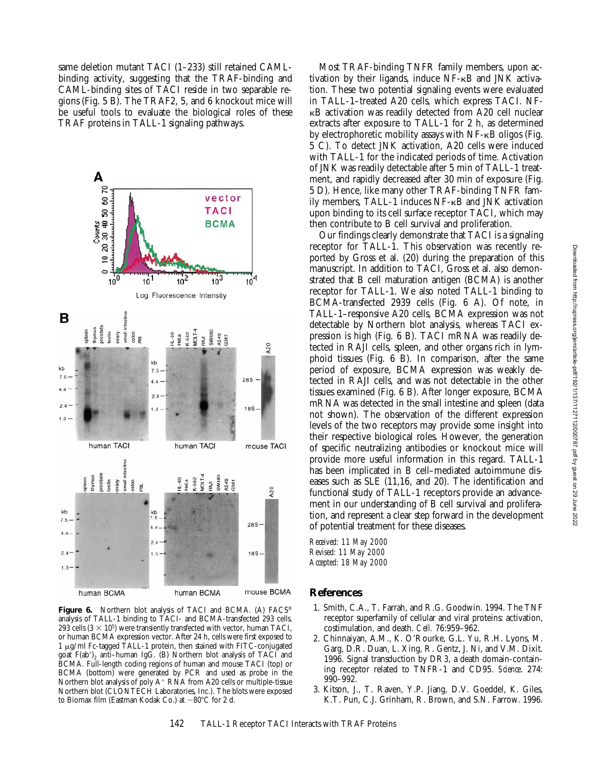same deletion mutant TACI (1–233) still retained CAML-binding activity, suggesting that the TRAF-binding and CAML-binding sites of TACI reside in two separable regions (Fig. 5 B). The TRAF2, 5, and 6 knockout mice will be useful tools to evaluate the biological roles of these TRAF proteins in TALL-1 signaling pathways.

**Figure 6.** Northern blot analysis of TACI and BCMA. (A) FACS® analysis of TALL-1 binding to TACI- and BCMA-transfected 293 cells. 293 cells ($3 \times 10^5$) were transiently transfected with vector, human TACI, or human BCMA expression vector. After 24 h, cells were first exposed to 1 μg/ml Fc-tagged TALL-1 protein, then stained with FITC-conjugated goat $F(ab')_2$ anti–human IgG. (B) Northern blot analysis of TACI and BCMA. Full-length coding regions of human and mouse TACI (top) or BCMA (bottom) were generated by PCR and used as probe in the Northern blot analysis of poly $A^+$ RNA from A20 cells or multiple-tissue Northern blot (CLONTECH Laboratories, Inc.). The blots were exposed to Biomax film (Eastman Kodak Co.) at −80°C for 2 d.

Most TRAF-binding TNFR family members, upon activation by their ligands, induce NF-κB and JNK activation. These two potential signaling events were evaluated in TALL-1–treated A20 cells, which express TACI. NF-κB activation was readily detected from A20 cell nuclear extracts after exposure to TALL-1 for 2 h, as determined by electrophoretic mobility assays with NF-κB oligos (Fig. 5 C). To detect JNK activation, A20 cells were induced with TALL-1 for the indicated periods of time. Activation of JNK was readily detectable after 5 min of TALL-1 treatment, and rapidly decreased after 30 min of exposure (Fig. 5 D). Hence, like many other TRAF-binding TNFR family members, TALL-1 induces NF-κB and JNK activation upon binding to its cell surface receptor TACI, which may then contribute to B cell survival and proliferation.

Our findings clearly demonstrate that TACI is a signaling receptor for TALL-1. This observation was recently reported by Gross et al. (20) during the preparation of this manuscript. In addition to TACI, Gross et al. also demonstrated that B cell maturation antigen (BCMA) is another receptor for TALL-1. We also noted TALL-1 binding to BCMA-transfected 2939 cells (Fig. 6 A). Of note, in TALL-1–responsive A20 cells, BCMA expression was not detectable by Northern blot analysis, whereas TACI expression is high (Fig. 6 B). TACI mRNA was readily detected in RAJI cells, spleen, and other organs rich in lymphoid tissues (Fig. 6 B). In comparison, after the same period of exposure, BCMA expression was weakly detected in RAJI cells, and was not detectable in the other tissues examined (Fig. 6 B). After longer exposure, BCMA mRNA was detected in the small intestine and spleen (data not shown). The observation of the different expression levels of the two receptors may provide some insight into their respective biological roles. However, the generation of specific neutralizing antibodies or knockout mice will provide more useful information in this regard. TALL-1 has been implicated in B cell–mediated autoimmune diseases such as SLE (11,16, and 20). The identification and functional study of TALL-1 receptors provide an advancement in our understanding of B cell survival and proliferation, and represent a clear step forward in the development of potential treatment for these diseases.

*Received: 11 May 2000*
*Revised: 11 May 2000*
*Accepted: 18 May 2000*

## References

1. Smith, C.A., T. Farrah, and R.G. Goodwin. 1994. The TNF receptor superfamily of cellular and viral proteins: activation, costimulation, and death. *Cell.* 76:959–962.
2. Chinnaiyan, A.M., K. O'Rourke, G.L. Yu, R.H. Lyons, M. Garg, D.R. Duan, L. Xing, R. Gentz, J. Ni, and V.M. Dixit. 1996. Signal transduction by DR3, a death domain-containing receptor related to TNFR-1 and CD95. *Science.* 274: 990–992.
3. Kitson, J., T. Raven, Y.P. Jiang, D.V. Goeddel, K. Giles, K.T. Pun, C.J. Grinham, R. Brown, and S.N. Farrow. 1996.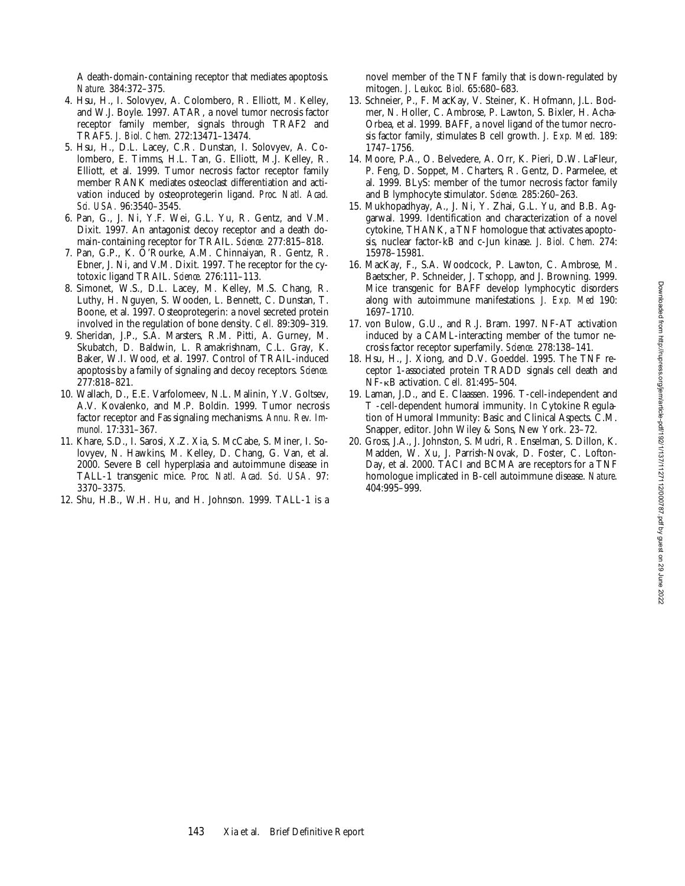A death-domain-containing receptor that mediates apoptosis. *Nature.* 384:372–375.

4. Hsu, H., I. Solovyev, A. Colombero, R. Elliott, M. Kelley, and W.J. Boyle. 1997. ATAR, a novel tumor necrosis factor receptor family member, signals through TRAF2 and TRAF5. *J. Biol. Chem.* 272:13471–13474.
5. Hsu, H., D.L. Lacey, C.R. Dunstan, I. Solovyev, A. Colombero, E. Timms, H.L. Tan, G. Elliott, M.J. Kelley, R. Elliott, et al. 1999. Tumor necrosis factor receptor family member RANK mediates osteoclast differentiation and activation induced by osteoprotegerin ligand. *Proc. Natl. Acad. Sci. USA.* 96:3540–3545.
6. Pan, G., J. Ni, Y.F. Wei, G.L. Yu, R. Gentz, and V.M. Dixit. 1997. An antagonist decoy receptor and a death domain-containing receptor for TRAIL. *Science.* 277:815–818.
7. Pan, G.P., K. O'Rourke, A.M. Chinnaiyan, R. Gentz, R. Ebner, J. Ni, and V.M. Dixit. 1997. The receptor for the cytotoxic ligand TRAIL. *Science.* 276:111–113.
8. Simonet, W.S., D.L. Lacey, M. Kelley, M.S. Chang, R. Luthy, H. Nguyen, S. Wooden, L. Bennett, C. Dunstan, T. Boone, et al. 1997. Osteoprotegerin: a novel secreted protein involved in the regulation of bone density. *Cell.* 89:309–319.
9. Sheridan, J.P., S.A. Marsters, R.M. Pitti, A. Gurney, M. Skubatch, D. Baldwin, L. Ramakrishnam, C.L. Gray, K. Baker, W.I. Wood, et al. 1997. Control of TRAIL-induced apoptosis by a family of signaling and decoy receptors. *Science.* 277:818–821.
10. Wallach, D., E.E. Varfolomeev, N.L. Malinin, Y.V. Goltsev, A.V. Kovalenko, and M.P. Boldin. 1999. Tumor necrosis factor receptor and Fas signaling mechanisms. *Annu. Rev. Immunol.* 17:331–367.
11. Khare, S.D., I. Sarosi, X.Z. Xia, S. McCabe, S. Miner, I. Solovyev, N. Hawkins, M. Kelley, D. Chang, G. Van, et al. 2000. Severe B cell hyperplasia and autoimmune disease in TALL-1 transgenic mice. *Proc. Natl. Acad. Sci. USA.* 97:3370–3375.
12. Shu, H.B., W.H. Hu, and H. Johnson. 1999. TALL-1 is a novel member of the TNF family that is down-regulated by mitogen. *J. Leukoc. Biol.* 65:680–683.
13. Schneier, P., F. MacKay, V. Steiner, K. Hofmann, J.L. Bodmer, N. Holler, C. Ambrose, P. Lawton, S. Bixler, H. Acha-Orbea, et al. 1999. BAFF, a novel ligand of the tumor necrosis factor family, stimulates B cell growth. *J. Exp. Med.* 189:1747–1756.
14. Moore, P.A., O. Belvedere, A. Orr, K. Pieri, D.W. LaFleur, P. Feng, D. Soppet, M. Charters, R. Gentz, D. Parmelee, et al. 1999. BLyS: member of the tumor necrosis factor family and B lymphocyte stimulator. *Science.* 285:260–263.
15. Mukhopadhyay, A., J. Ni, Y. Zhai, G.L. Yu, and B.B. Aggarwal. 1999. Identification and characterization of a novel cytokine, THANK, a TNF homologue that activates apoptosis, nuclear factor-kB and c-Jun kinase. *J. Biol. Chem.* 274:15978–15981.
16. MacKay, F., S.A. Woodcock, P. Lawton, C. Ambrose, M. Baetscher, P. Schneider, J. Tschopp, and J. Browning. 1999. Mice transgenic for BAFF develop lymphocytic disorders along with autoimmune manifestations. *J. Exp. Med* 190:1697–1710.
17. von Bulow, G.U., and R.J. Bram. 1997. NF-AT activation induced by a CAML-interacting member of the tumor necrosis factor receptor superfamily. *Science.* 278:138–141.
18. Hsu, H., J. Xiong, and D.V. Goeddel. 1995. The TNF receptor 1-associated protein TRADD signals cell death and NF-κB activation. *Cell.* 81:495–504.
19. Laman, J.D., and E. Claassen. 1996. T-cell-independent and T -cell-dependent humoral immunity. *In* Cytokine Regulation of Humoral Immunity: Basic and Clinical Aspects. C.M. Snapper, editor. John Wiley & Sons, New York. 23–72.
20. Gross, J.A., J. Johnston, S. Mudri, R. Enselman, S. Dillon, K. Madden, W. Xu, J. Parrish-Novak, D. Foster, C. Lofton-Day, et al. 2000. TACI and BCMA are receptors for a TNF homologue implicated in B-cell autoimmune disease. *Nature.* 404:995–999.